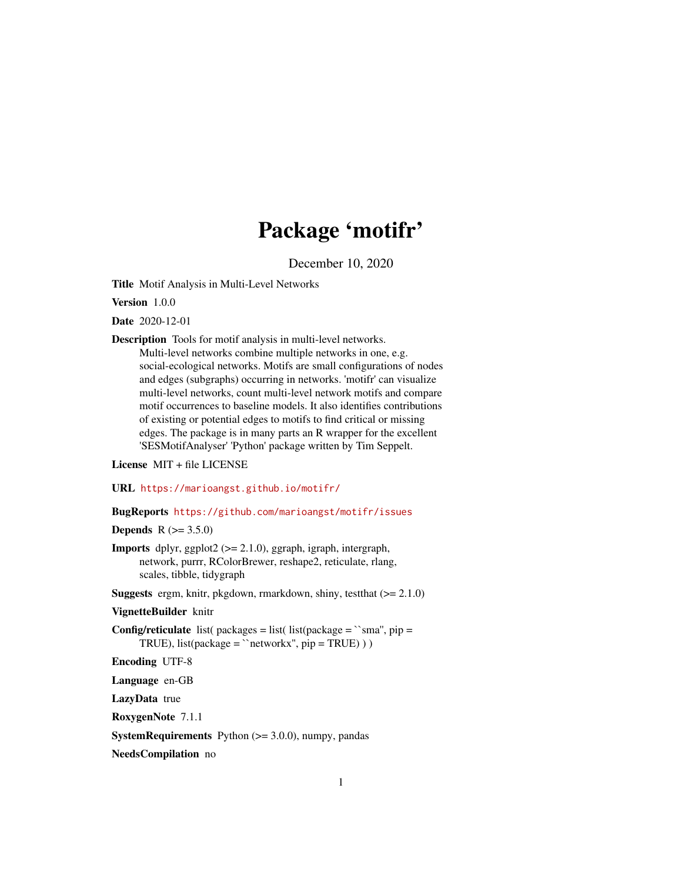# Package 'motifr'

December 10, 2020

**Title** Motif Analysis in Multi-Level Networks

**Version** 1.0.0

**Date** 2020-12-01

**Description** Tools for motif analysis in multi-level networks. Multi-level networks combine multiple networks in one, e.g. social-ecological networks. Motifs are small configurations of nodes and edges (subgraphs) occurring in networks. 'motifr' can visualize multi-level networks, count multi-level network motifs and compare motif occurrences to baseline models. It also identifies contributions of existing or potential edges to motifs to find critical or missing edges. The package is in many parts an R wrapper for the excellent 'SESMotifAnalyser' 'Python' package written by Tim Seppelt.

**License** MIT + file LICENSE

**URL** https://marioangst.github.io/motifr/

**BugReports** https://github.com/marioangst/motifr/issues

**Depends** R (>= 3.5.0)

**Imports** dplyr, ggplot2 (>= 2.1.0), ggraph, igraph, intergraph, network, purrr, RColorBrewer, reshape2, reticulate, rlang, scales, tibble, tidygraph

**Suggests** ergm, knitr, pkgdown, rmarkdown, shiny, testthat (>= 2.1.0)

**VignetteBuilder** knitr

**Config/reticulate** list( packages = list( list(package = ``sma'', pip = TRUE), list(package = ``networkx'', pip = TRUE) ) )

**Encoding** UTF-8

**Language** en-GB

**LazyData** true

**RoxygenNote** 7.1.1

**SystemRequirements** Python (>= 3.0.0), numpy, pandas

**NeedsCompilation** no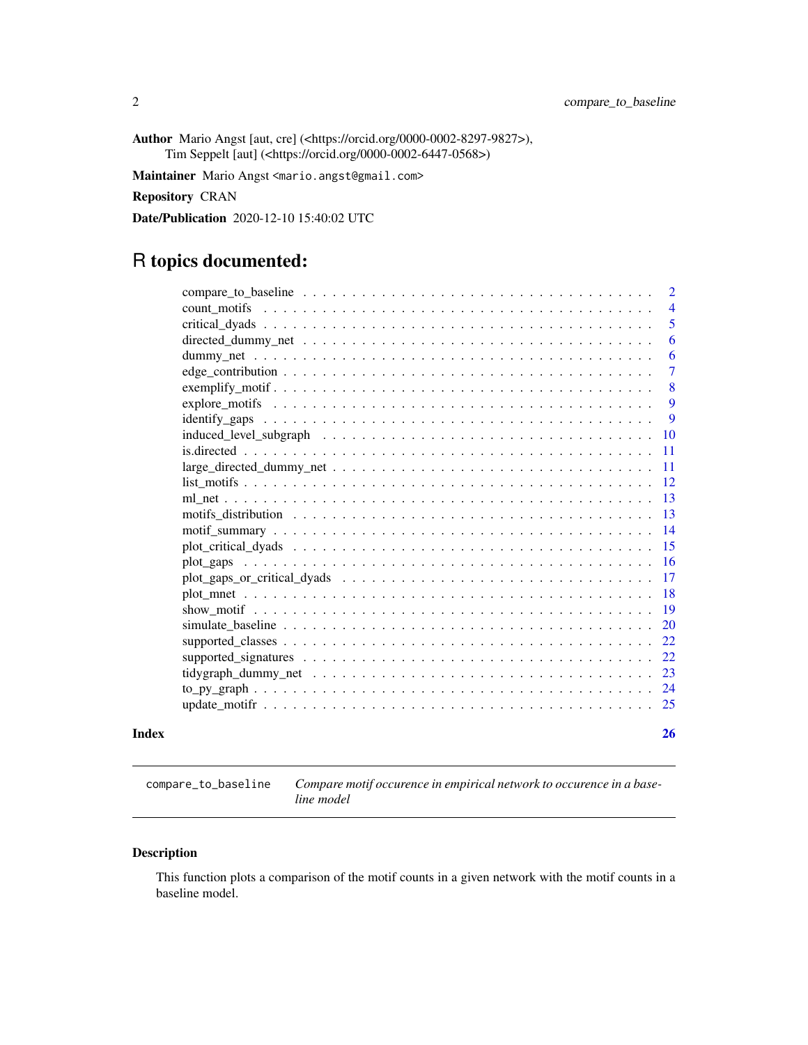**Author** Mario Angst [aut, cre] (<https://orcid.org/0000-0002-8297-9827>), Tim Seppelt [aut] (<https://orcid.org/0000-0002-6447-0568>)

**Maintainer** Mario Angst <mario.angst@gmail.com>

**Repository** CRAN

**Date/Publication** 2020-12-10 15:40:02 UTC

# R topics documented:

| | |
|---|---|
| compare_to_baseline | 2 |
| count_motifs | 4 |
| critical_dyads | 5 |
| directed_dummy_net | 6 |
| dummy_net | 6 |
| edge_contribution | 7 |
| exemplify_motif | 8 |
| explore_motifs | 9 |
| identify_gaps | 9 |
| induced_level_subgraph | 10 |
| is.directed | 11 |
| large_directed_dummy_net | 11 |
| list_motifs | 12 |
| ml_net | 13 |
| motifs_distribution | 13 |
| motif_summary | 14 |
| plot_critical_dyads | 15 |
| plot_gaps | 16 |
| plot_gaps_or_critical_dyads | 17 |
| plot_mnet | 18 |
| show_motif | 19 |
| simulate_baseline | 20 |
| supported_classes | 22 |
| supported_signatures | 22 |
| tidygraph_dummy_net | 23 |
| to_py_graph | 24 |
| update_motifr | 25 |

**Index** **26**

---

`compare_to_baseline` *Compare motif occurence in empirical network to occurence in a baseline model*

## Description

This function plots a comparison of the motif counts in a given network with the motif counts in a baseline model.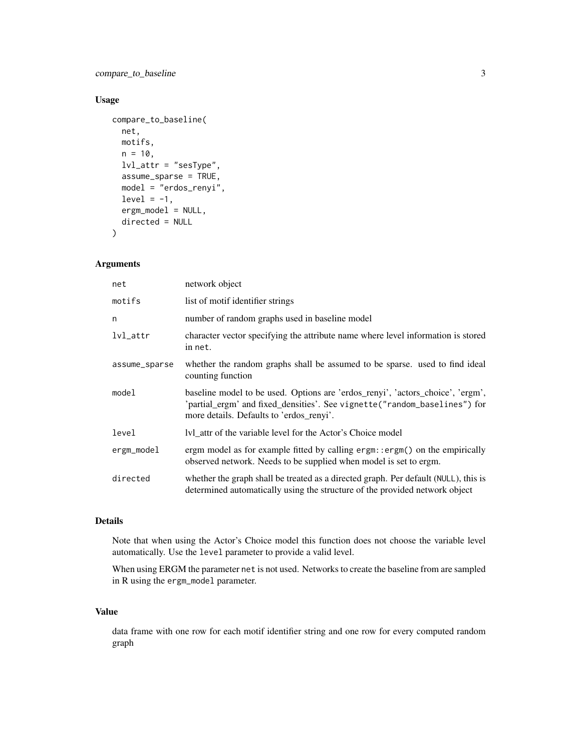## Usage

```
compare_to_baseline(
  net,
  motifs,
  n = 10,
  lvl_attr = "sesType",
  assume_sparse = TRUE,
  model = "erdos_renyi",
  level = -1,
  ergm_model = NULL,
  directed = NULL
)
```

## Arguments

| | |
|---|---|
| `net` | network object |
| `motifs` | list of motif identifier strings |
| `n` | number of random graphs used in baseline model |
| `lvl_attr` | character vector specifying the attribute name where level information is stored in `net`. |
| `assume_sparse` | whether the random graphs shall be assumed to be sparse. used to find ideal counting function |
| `model` | baseline model to be used. Options are 'erdos_renyi', 'actors_choice', 'ergm', 'partial_ergm' and fixed_densities'. See `vignette("random_baselines")` for more details. Defaults to 'erdos_renyi'. |
| `level` | lvl_attr of the variable level for the Actor's Choice model |
| `ergm_model` | ergm model as for example fitted by calling `ergm::ergm()` on the empirically observed network. Needs to be supplied when model is set to ergm. |
| `directed` | whether the graph shall be treated as a directed graph. Per default (`NULL`), this is determined automatically using the structure of the provided network object |

## Details

Note that when using the Actor's Choice model this function does not choose the variable level automatically. Use the `level` parameter to provide a valid level.

When using ERGM the parameter `net` is not used. Networks to create the baseline from are sampled in R using the `ergm_model` parameter.

## Value

data frame with one row for each motif identifier string and one row for every computed random graph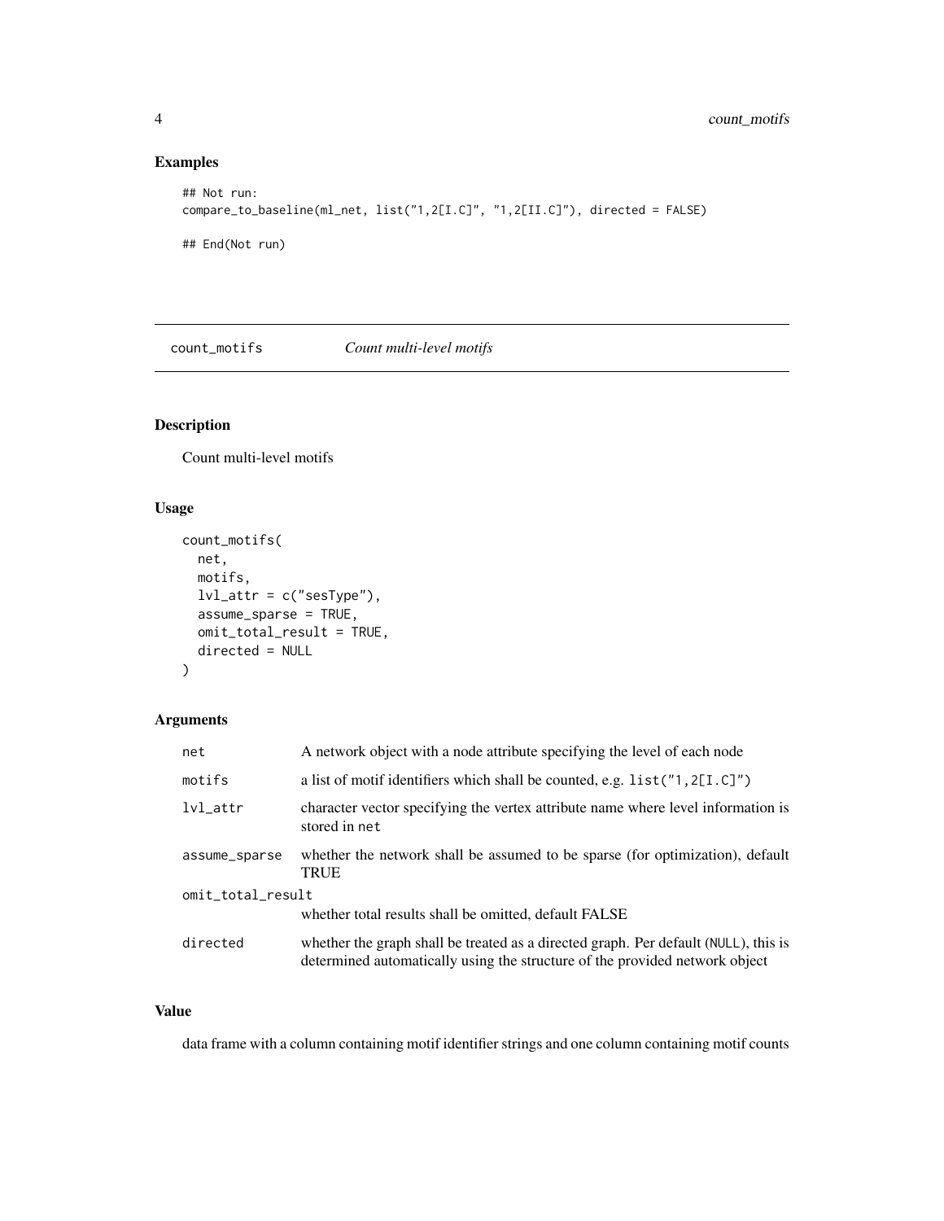## Examples

```
## Not run:
compare_to_baseline(ml_net, list("1,2[I.C]", "1,2[II.C]"), directed = FALSE)

## End(Not run)
```

---

# count_motifs *Count multi-level motifs*

---

## Description

Count multi-level motifs

## Usage

```
count_motifs(
  net,
  motifs,
  lvl_attr = c("sesType"),
  assume_sparse = TRUE,
  omit_total_result = TRUE,
  directed = NULL
)
```

## Arguments

| | |
|---|---|
| `net` | A network object with a node attribute specifying the level of each node |
| `motifs` | a list of motif identifiers which shall be counted, e.g. `list("1,2[I.C]")` |
| `lvl_attr` | character vector specifying the vertex attribute name where level information is stored in `net` |
| `assume_sparse` | whether the network shall be assumed to be sparse (for optimization), default TRUE |
| `omit_total_result` | whether total results shall be omitted, default FALSE |
| `directed` | whether the graph shall be treated as a directed graph. Per default (`NULL`), this is determined automatically using the structure of the provided network object |

## Value

data frame with a column containing motif identifier strings and one column containing motif counts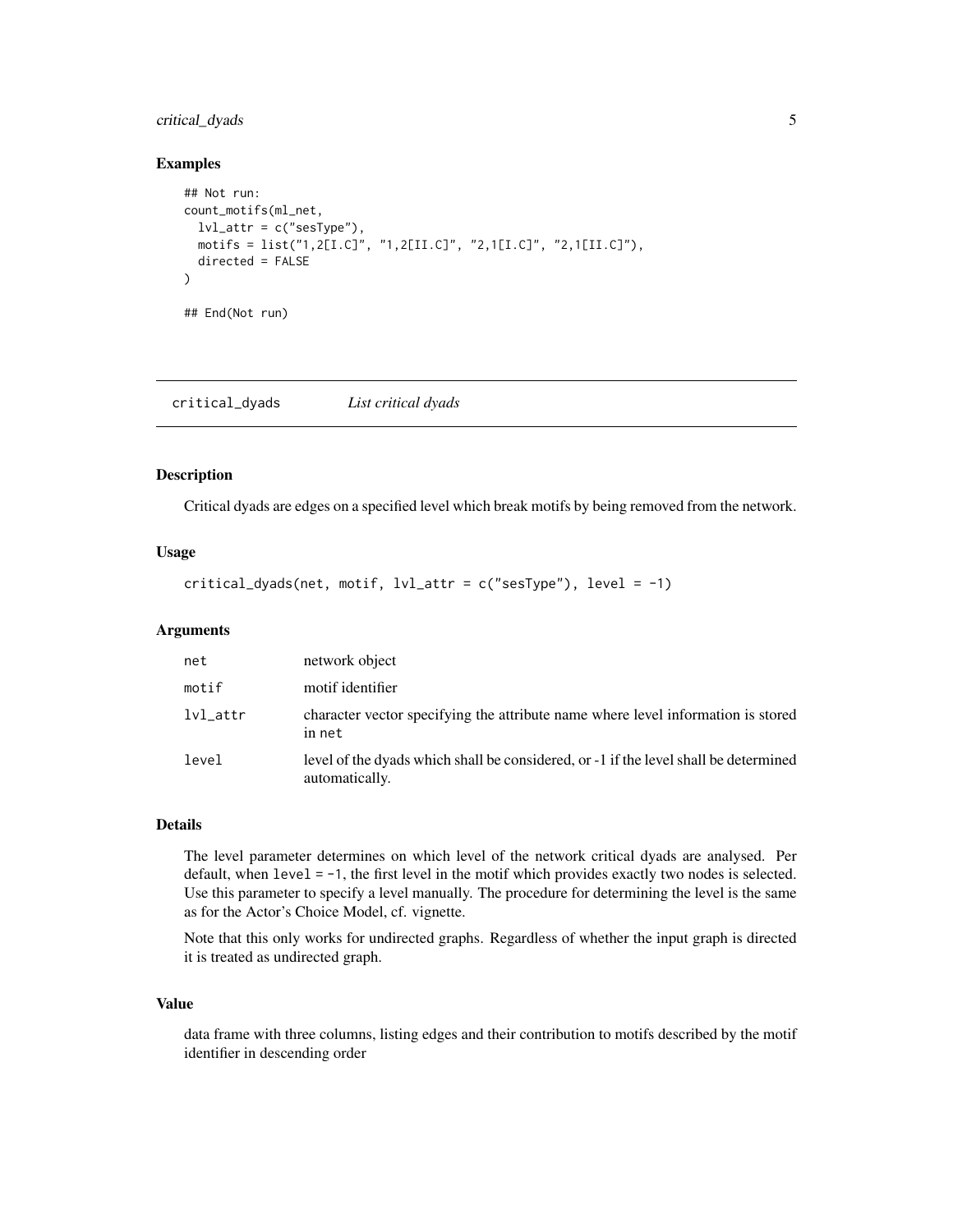## Examples

```
## Not run:
count_motifs(ml_net,
  lvl_attr = c("sesType"),
  motifs = list("1,2[I.C]", "1,2[II.C]", "2,1[I.C]", "2,1[II.C]"),
  directed = FALSE
)

## End(Not run)
```

---

# critical_dyads *List critical dyads*

---

## Description

Critical dyads are edges on a specified level which break motifs by being removed from the network.

## Usage

```
critical_dyads(net, motif, lvl_attr = c("sesType"), level = -1)
```

## Arguments

| | |
|---|---|
| net | network object |
| motif | motif identifier |
| lvl_attr | character vector specifying the attribute name where level information is stored in net |
| level | level of the dyads which shall be considered, or -1 if the level shall be determined automatically. |

## Details

The level parameter determines on which level of the network critical dyads are analysed. Per default, when `level = -1`, the first level in the motif which provides exactly two nodes is selected. Use this parameter to specify a level manually. The procedure for determining the level is the same as for the Actor's Choice Model, cf. vignette.

Note that this only works for undirected graphs. Regardless of whether the input graph is directed it is treated as undirected graph.

## Value

data frame with three columns, listing edges and their contribution to motifs described by the motif identifier in descending order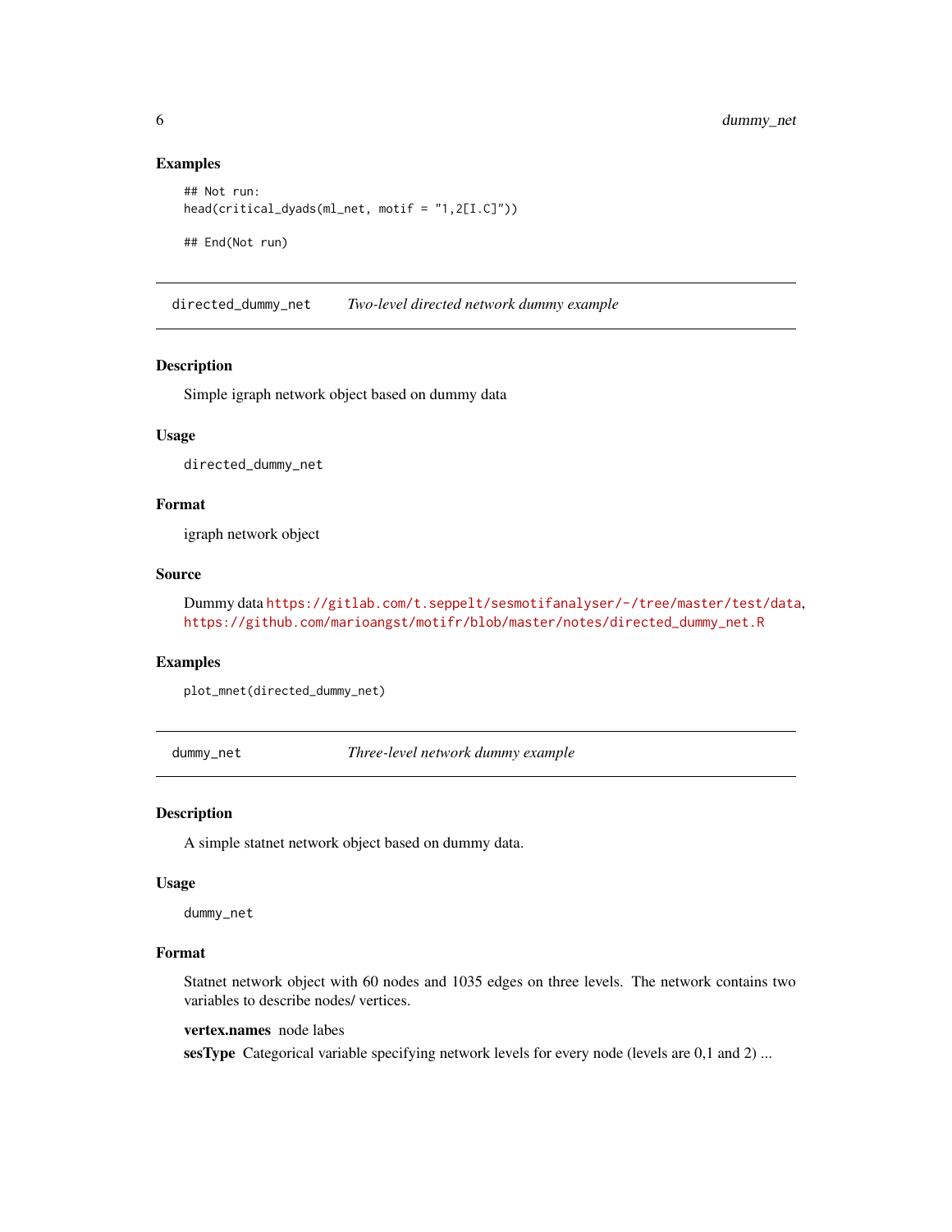### Examples

```
## Not run:
head(critical_dyads(ml_net, motif = "1,2[I.C]"))

## End(Not run)
```

---

## directed_dummy_net — *Two-level directed network dummy example*

---

### Description

Simple igraph network object based on dummy data

### Usage

```
directed_dummy_net
```

### Format

igraph network object

### Source

Dummy data https://gitlab.com/t.seppelt/sesmotifanalyser/-/tree/master/test/data, https://github.com/marioangst/motifr/blob/master/notes/directed_dummy_net.R

### Examples

```
plot_mnet(directed_dummy_net)
```

---

## dummy_net — *Three-level network dummy example*

---

### Description

A simple statnet network object based on dummy data.

### Usage

```
dummy_net
```

### Format

Statnet network object with 60 nodes and 1035 edges on three levels. The network contains two variables to describe nodes/ vertices.

**vertex.names** node labes

**sesType** Categorical variable specifying network levels for every node (levels are 0,1 and 2) ...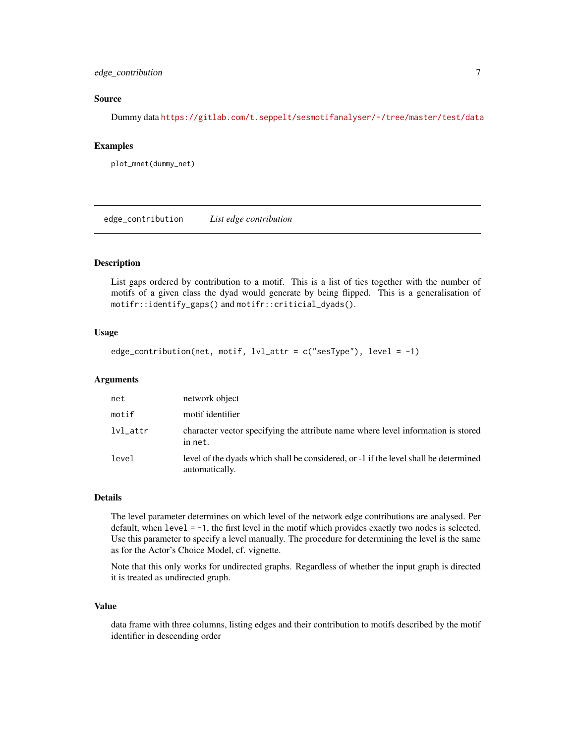### Source

Dummy data https://gitlab.com/t.seppelt/sesmotifanalyser/-/tree/master/test/data

### Examples

```
plot_mnet(dummy_net)
```

---

## edge_contribution *List edge contribution*

### Description

List gaps ordered by contribution to a motif. This is a list of ties together with the number of motifs of a given class the dyad would generate by being flipped. This is a generalisation of `motifr::identify_gaps()` and `motifr::critical_dyads()`.

### Usage

```
edge_contribution(net, motif, lvl_attr = c("sesType"), level = -1)
```

### Arguments

| | |
|---|---|
| `net` | network object |
| `motif` | motif identifier |
| `lvl_attr` | character vector specifying the attribute name where level information is stored in `net`. |
| `level` | level of the dyads which shall be considered, or -1 if the level shall be determined automatically. |

### Details

The level parameter determines on which level of the network edge contributions are analysed. Per default, when `level = -1`, the first level in the motif which provides exactly two nodes is selected. Use this parameter to specify a level manually. The procedure for determining the level is the same as for the Actor's Choice Model, cf. vignette.

Note that this only works for undirected graphs. Regardless of whether the input graph is directed it is treated as undirected graph.

### Value

data frame with three columns, listing edges and their contribution to motifs described by the motif identifier in descending order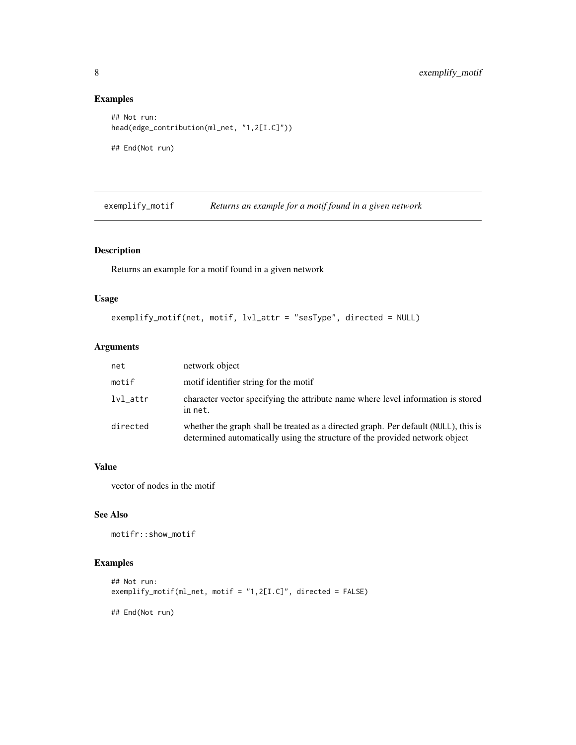## Examples

```
## Not run:
head(edge_contribution(ml_net, "1,2[I.C]"))

## End(Not run)
```

---

# exemplify_motif — *Returns an example for a motif found in a given network*

## Description

Returns an example for a motif found in a given network

## Usage

```
exemplify_motif(net, motif, lvl_attr = "sesType", directed = NULL)
```

## Arguments

| | |
|---|---|
| `net` | network object |
| `motif` | motif identifier string for the motif |
| `lvl_attr` | character vector specifying the attribute name where level information is stored in `net`. |
| `directed` | whether the graph shall be treated as a directed graph. Per default (`NULL`), this is determined automatically using the structure of the provided network object |

## Value

vector of nodes in the motif

## See Also

`motifr::show_motif`

## Examples

```
## Not run:
exemplify_motif(ml_net, motif = "1,2[I.C]", directed = FALSE)

## End(Not run)
```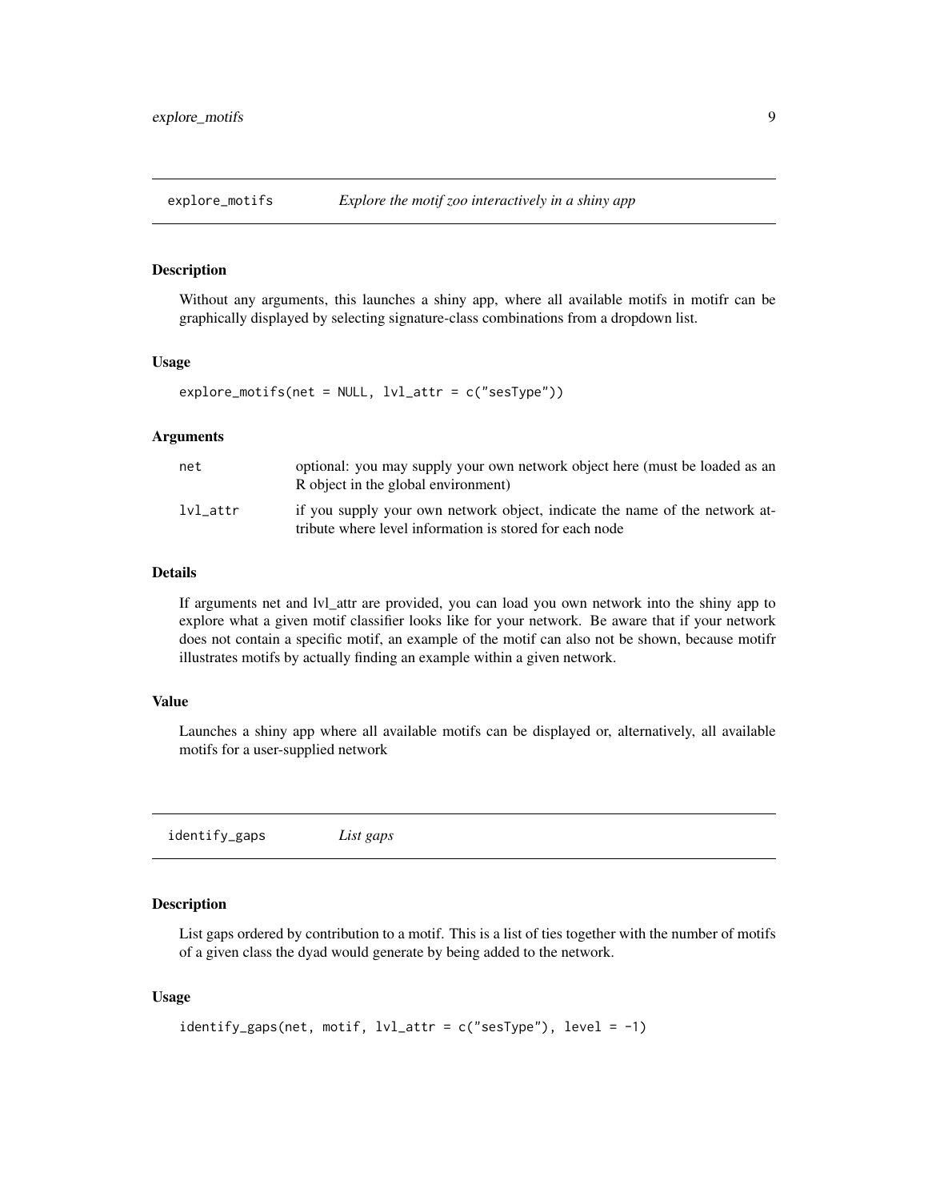## explore_motifs — *Explore the motif zoo interactively in a shiny app*

### Description

Without any arguments, this launches a shiny app, where all available motifs in motifr can be graphically displayed by selecting signature-class combinations from a dropdown list.

### Usage

```
explore_motifs(net = NULL, lvl_attr = c("sesType"))
```

### Arguments

| | |
|---|---|
| `net` | optional: you may supply your own network object here (must be loaded as an R object in the global environment) |
| `lvl_attr` | if you supply your own network object, indicate the name of the network attribute where level information is stored for each node |

### Details

If arguments net and lvl_attr are provided, you can load you own network into the shiny app to explore what a given motif classifier looks like for your network. Be aware that if your network does not contain a specific motif, an example of the motif can also not be shown, because motifr illustrates motifs by actually finding an example within a given network.

### Value

Launches a shiny app where all available motifs can be displayed or, alternatively, all available motifs for a user-supplied network

## identify_gaps — *List gaps*

### Description

List gaps ordered by contribution to a motif. This is a list of ties together with the number of motifs of a given class the dyad would generate by being added to the network.

### Usage

```
identify_gaps(net, motif, lvl_attr = c("sesType"), level = -1)
```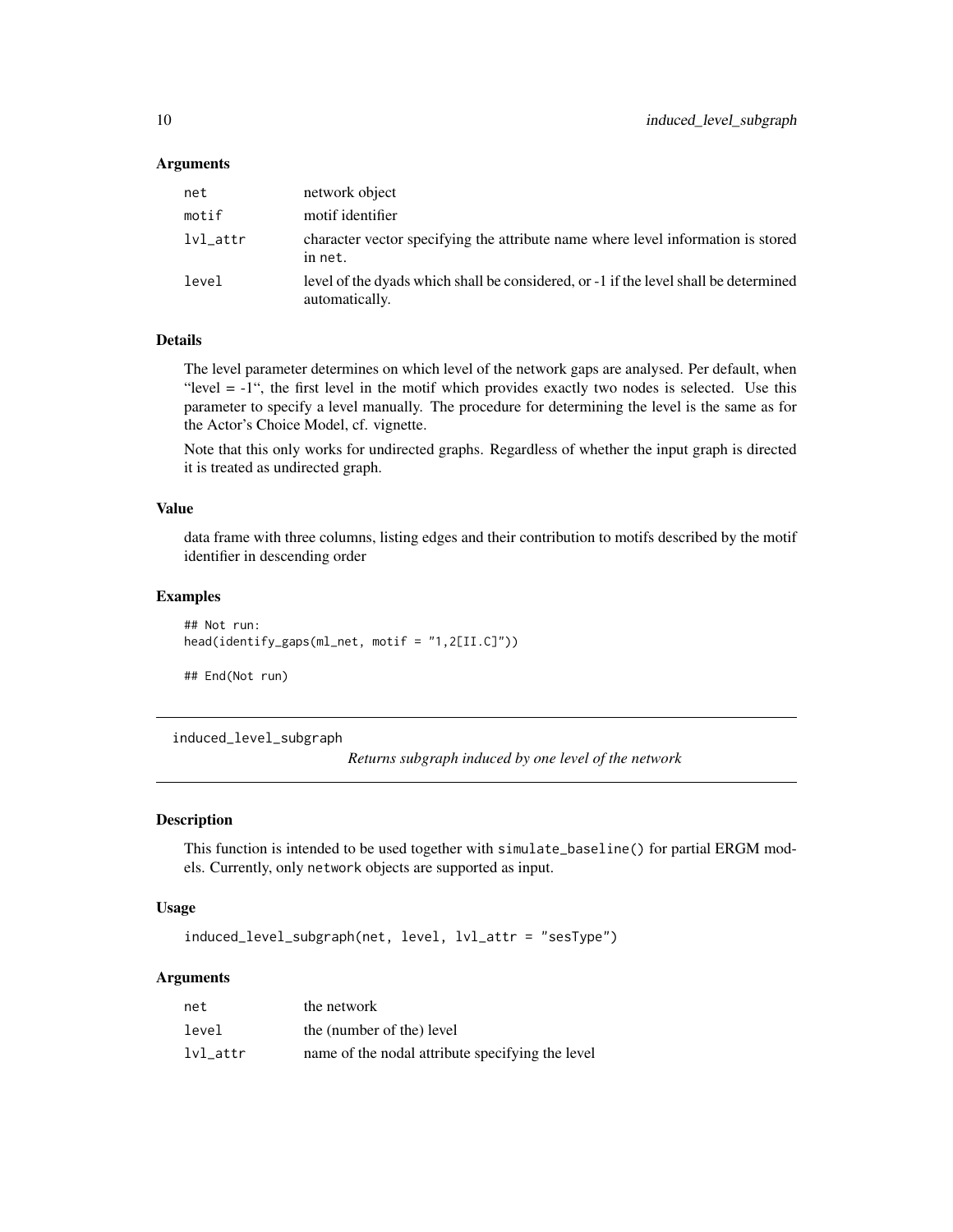### Arguments

| | |
|---|---|
| net | network object |
| motif | motif identifier |
| lvl_attr | character vector specifying the attribute name where level information is stored in net. |
| level | level of the dyads which shall be considered, or -1 if the level shall be determined automatically. |

### Details

The level parameter determines on which level of the network gaps are analysed. Per default, when "level = -1", the first level in the motif which provides exactly two nodes is selected. Use this parameter to specify a level manually. The procedure for determining the level is the same as for the Actor's Choice Model, cf. vignette.

Note that this only works for undirected graphs. Regardless of whether the input graph is directed it is treated as undirected graph.

### Value

data frame with three columns, listing edges and their contribution to motifs described by the motif identifier in descending order

### Examples

```
## Not run:
head(identify_gaps(ml_net, motif = "1,2[II.C]"))

## End(Not run)
```

---

## induced_level_subgraph

*Returns subgraph induced by one level of the network*

### Description

This function is intended to be used together with simulate_baseline() for partial ERGM models. Currently, only network objects are supported as input.

### Usage

```
induced_level_subgraph(net, level, lvl_attr = "sesType")
```

### Arguments

| | |
|---|---|
| net | the network |
| level | the (number of the) level |
| lvl_attr | name of the nodal attribute specifying the level |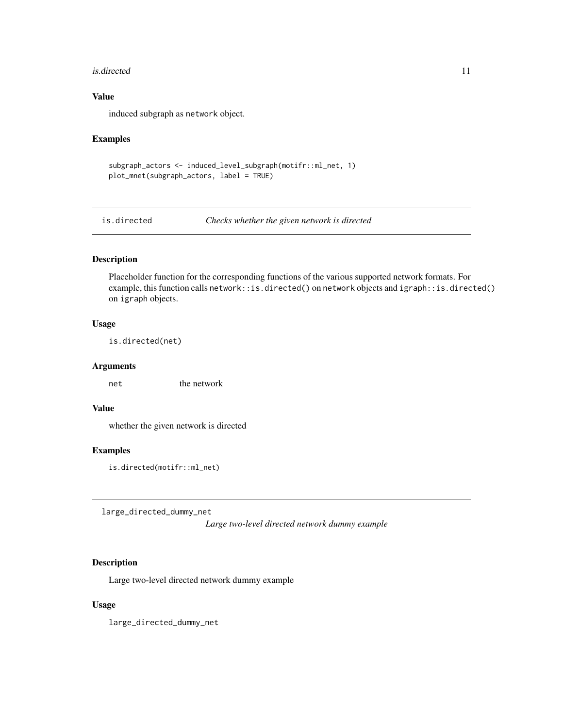### Value

induced subgraph as `network` object.

### Examples

```
subgraph_actors <- induced_level_subgraph(motifr::ml_net, 1)
plot_mnet(subgraph_actors, label = TRUE)
```

---

## is.directed — *Checks whether the given network is directed*

---

### Description

Placeholder function for the corresponding functions of the various supported network formats. For example, this function calls `network::is.directed()` on `network` objects and `igraph::is.directed()` on `igraph` objects.

### Usage

```
is.directed(net)
```

### Arguments

| | |
|---|---|
| `net` | the network |

### Value

whether the given network is directed

### Examples

```
is.directed(motifr::ml_net)
```

---

## large_directed_dummy_net — *Large two-level directed network dummy example*

---

### Description

Large two-level directed network dummy example

### Usage

```
large_directed_dummy_net
```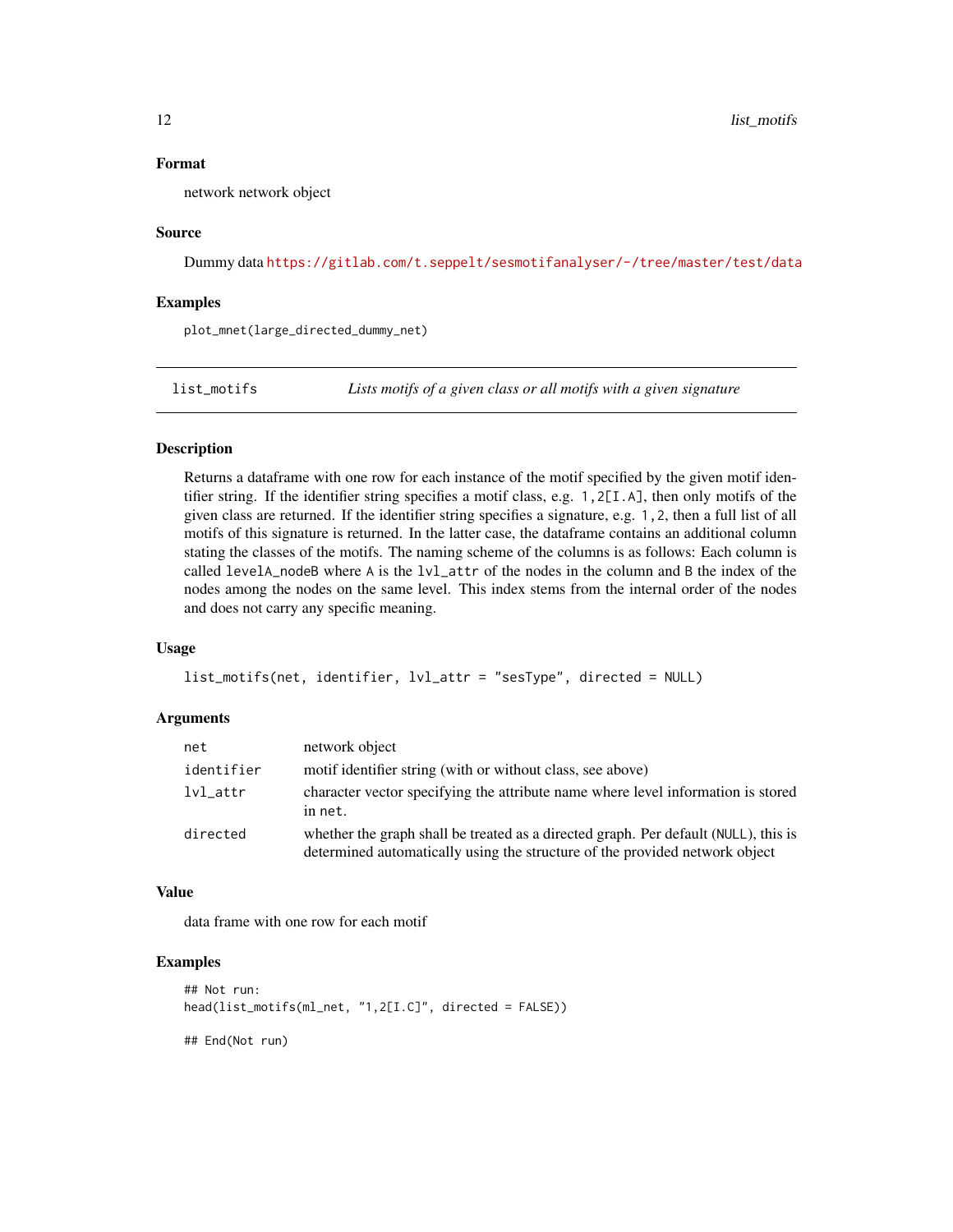### Format

network network object

### Source

Dummy data https://gitlab.com/t.seppelt/sesmotifanalyser/-/tree/master/test/data

### Examples

```
plot_mnet(large_directed_dummy_net)
```

---

## list_motifs — *Lists motifs of a given class or all motifs with a given signature*

### Description

Returns a dataframe with one row for each instance of the motif specified by the given motif identifier string. If the identifier string specifies a motif class, e.g. `1,2[I.A]`, then only motifs of the given class are returned. If the identifier string specifies a signature, e.g. `1,2`, then a full list of all motifs of this signature is returned. In the latter case, the dataframe contains an additional column stating the classes of the motifs. The naming scheme of the columns is as follows: Each column is called `levelA_nodeB` where `A` is the `lvl_attr` of the nodes in the column and `B` the index of the nodes among the nodes on the same level. This index stems from the internal order of the nodes and does not carry any specific meaning.

### Usage

```
list_motifs(net, identifier, lvl_attr = "sesType", directed = NULL)
```

### Arguments

| | |
|---|---|
| `net` | network object |
| `identifier` | motif identifier string (with or without class, see above) |
| `lvl_attr` | character vector specifying the attribute name where level information is stored in `net`. |
| `directed` | whether the graph shall be treated as a directed graph. Per default (`NULL`), this is determined automatically using the structure of the provided network object |

### Value

data frame with one row for each motif

### Examples

```
## Not run:
head(list_motifs(ml_net, "1,2[I.C]", directed = FALSE))

## End(Not run)
```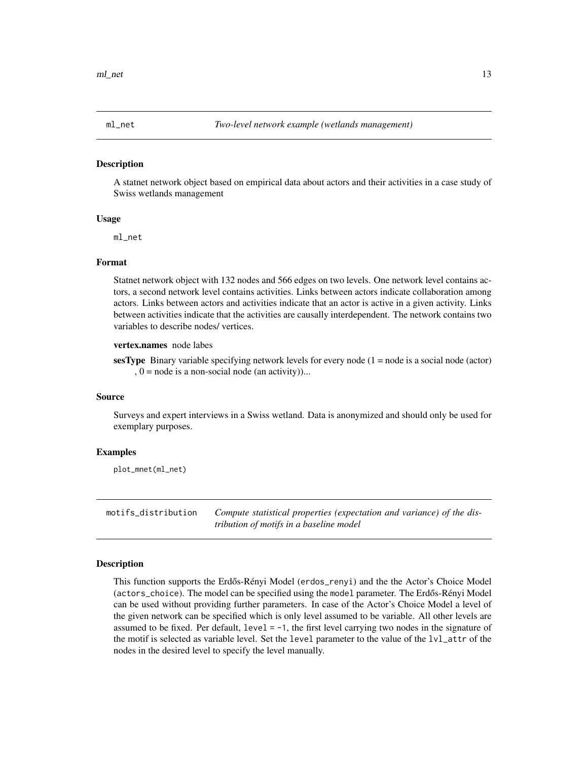## ml_net *Two-level network example (wetlands management)*

### Description

A statnet network object based on empirical data about actors and their activities in a case study of Swiss wetlands management

### Usage

```
ml_net
```

### Format

Statnet network object with 132 nodes and 566 edges on two levels. One network level contains actors, a second network level contains activities. Links between actors indicate collaboration among actors. Links between actors and activities indicate that an actor is active in a given activity. Links between activities indicate that the activities are causally interdependent. The network contains two variables to describe nodes/ vertices.

**vertex.names** node labes

**sesType** Binary variable specifying network levels for every node (1 = node is a social node (actor) , 0 = node is a non-social node (an activity))...

### Source

Surveys and expert interviews in a Swiss wetland. Data is anonymized and should only be used for exemplary purposes.

### Examples

```
plot_mnet(ml_net)
```

## motifs_distribution *Compute statistical properties (expectation and variance) of the distribution of motifs in a baseline model*

### Description

This function supports the Erdős-Rényi Model (`erdos_renyi`) and the the Actor's Choice Model (`actors_choice`). The model can be specified using the `model` parameter. The Erdős-Rényi Model can be used without providing further parameters. In case of the Actor's Choice Model a level of the given network can be specified which is only level assumed to be variable. All other levels are assumed to be fixed. Per default, `level = -1`, the first level carrying two nodes in the signature of the motif is selected as variable level. Set the `level` parameter to the value of the `lvl_attr` of the nodes in the desired level to specify the level manually.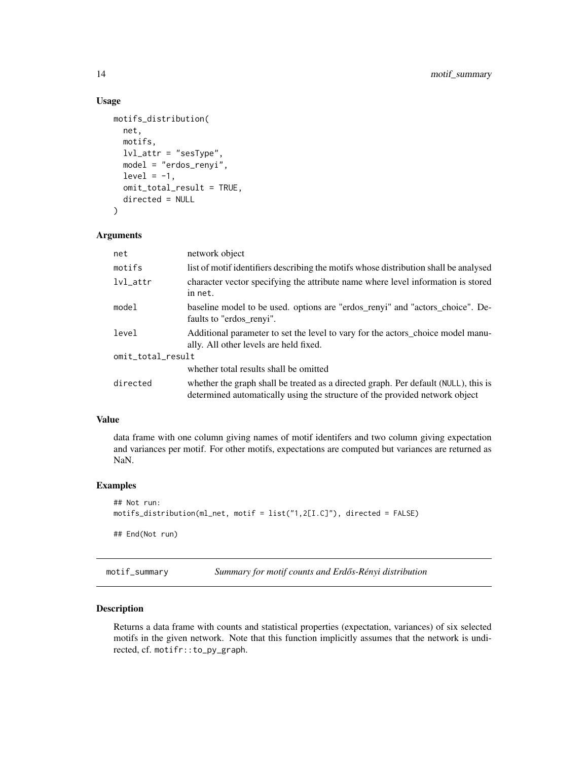### Usage

```
motifs_distribution(
  net,
  motifs,
  lvl_attr = "sesType",
  model = "erdos_renyi",
  level = -1,
  omit_total_result = TRUE,
  directed = NULL
)
```

### Arguments

| | |
|---|---|
| `net` | network object |
| `motifs` | list of motif identifiers describing the motifs whose distribution shall be analysed |
| `lvl_attr` | character vector specifying the attribute name where level information is stored in `net`. |
| `model` | baseline model to be used. options are "erdos_renyi" and "actors_choice". Defaults to "erdos_renyi". |
| `level` | Additional parameter to set the level to vary for the actors_choice model manually. All other levels are held fixed. |
| `omit_total_result` | whether total results shall be omitted |
| `directed` | whether the graph shall be treated as a directed graph. Per default (`NULL`), this is determined automatically using the structure of the provided network object |

### Value

data frame with one column giving names of motif identifers and two column giving expectation and variances per motif. For other motifs, expectations are computed but variances are returned as NaN.

### Examples

```
## Not run:
motifs_distribution(ml_net, motif = list("1,2[I.C]"), directed = FALSE)

## End(Not run)
```

## motif_summary — *Summary for motif counts and Erdős-Rényi distribution*

### Description

Returns a data frame with counts and statistical properties (expectation, variances) of six selected motifs in the given network. Note that this function implicitly assumes that the network is undirected, cf. `motifr::to_py_graph`.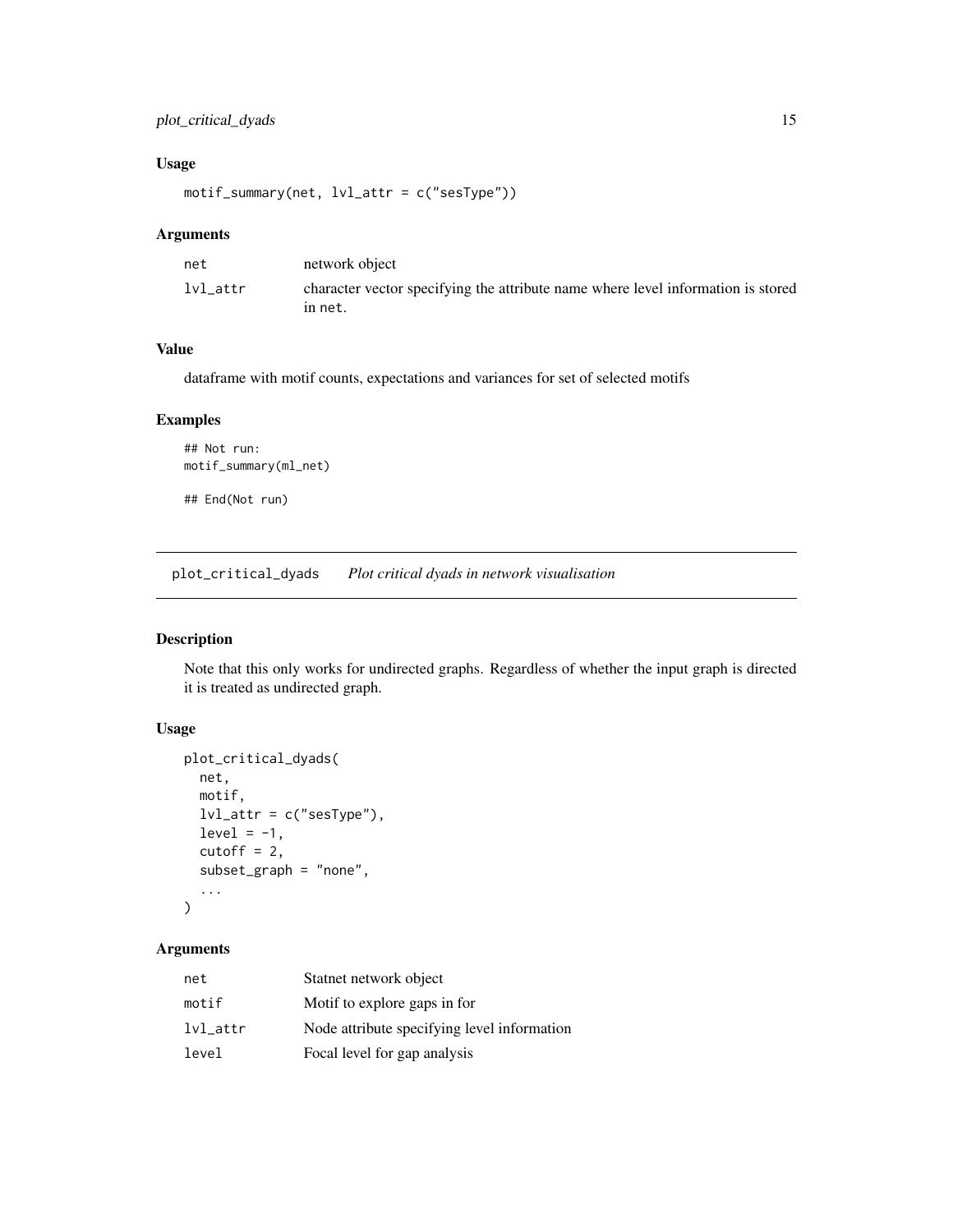### Usage

```
motif_summary(net, lvl_attr = c("sesType"))
```

### Arguments

| | |
|---|---|
| net | network object |
| lvl_attr | character vector specifying the attribute name where level information is stored in net. |

### Value

dataframe with motif counts, expectations and variances for set of selected motifs

### Examples

```
## Not run:
motif_summary(ml_net)

## End(Not run)
```

## plot_critical_dyads *Plot critical dyads in network visualisation*

### Description

Note that this only works for undirected graphs. Regardless of whether the input graph is directed it is treated as undirected graph.

### Usage

```
plot_critical_dyads(
  net,
  motif,
  lvl_attr = c("sesType"),
  level = -1,
  cutoff = 2,
  subset_graph = "none",
  ...
)
```

### Arguments

| | |
|---|---|
| net | Statnet network object |
| motif | Motif to explore gaps in for |
| lvl_attr | Node attribute specifying level information |
| level | Focal level for gap analysis |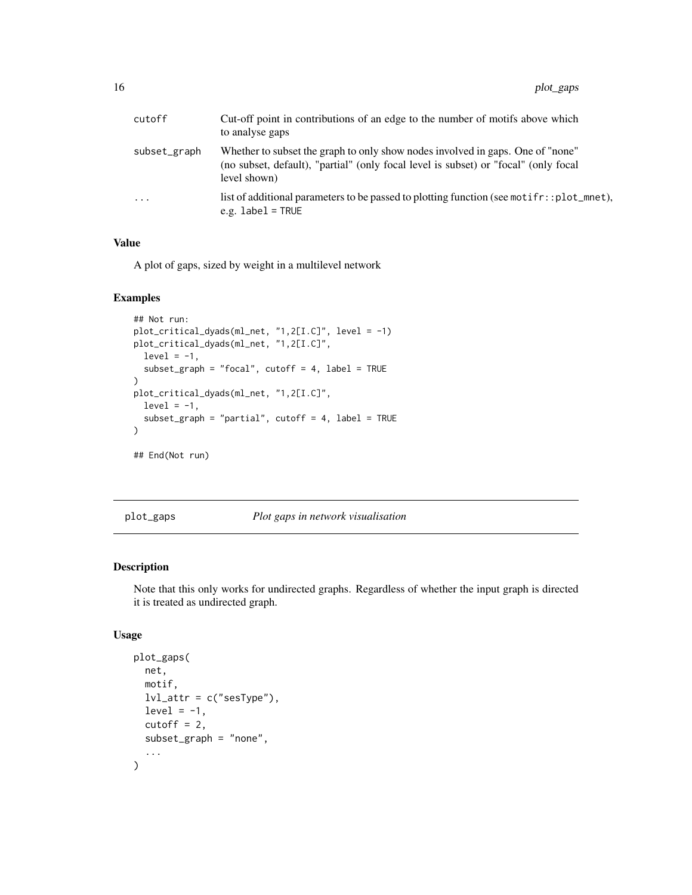| | |
|---|---|
| cutoff | Cut-off point in contributions of an edge to the number of motifs above which to analyse gaps |
| subset_graph | Whether to subset the graph to only show nodes involved in gaps. One of "none" (no subset, default), "partial" (only focal level is subset) or "focal" (only focal level shown) |
| ... | list of additional parameters to be passed to plotting function (see motifr::plot_mnet), e.g. label = TRUE |

### Value

A plot of gaps, sized by weight in a multilevel network

### Examples

```
## Not run:
plot_critical_dyads(ml_net, "1,2[I.C]", level = -1)
plot_critical_dyads(ml_net, "1,2[I.C]",
  level = -1,
  subset_graph = "focal", cutoff = 4, label = TRUE
)
plot_critical_dyads(ml_net, "1,2[I.C]",
  level = -1,
  subset_graph = "partial", cutoff = 4, label = TRUE
)

## End(Not run)
```

---

## plot_gaps — *Plot gaps in network visualisation*

---

### Description

Note that this only works for undirected graphs. Regardless of whether the input graph is directed it is treated as undirected graph.

### Usage

```
plot_gaps(
  net,
  motif,
  lvl_attr = c("sesType"),
  level = -1,
  cutoff = 2,
  subset_graph = "none",
  ...
)
```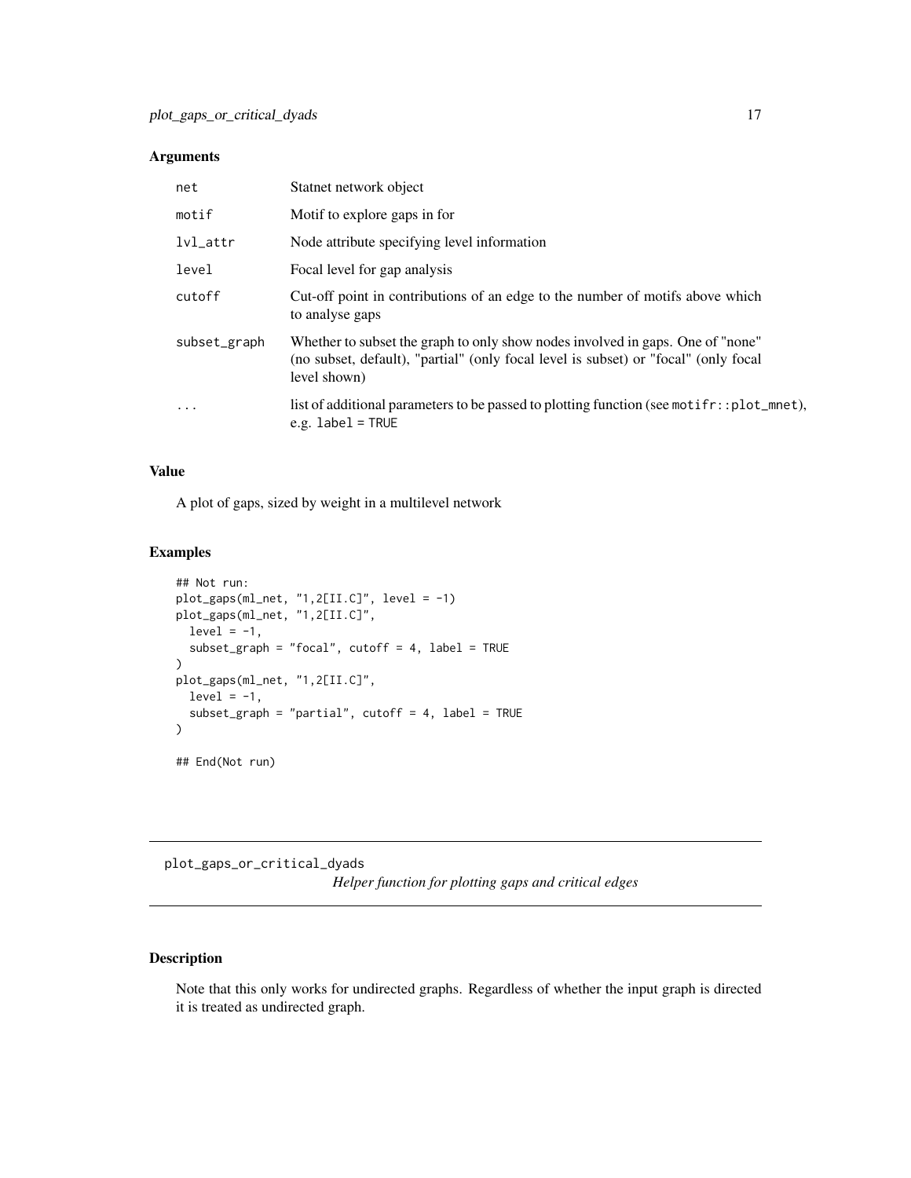### Arguments

| | |
|---|---|
| `net` | Statnet network object |
| `motif` | Motif to explore gaps in for |
| `lvl_attr` | Node attribute specifying level information |
| `level` | Focal level for gap analysis |
| `cutoff` | Cut-off point in contributions of an edge to the number of motifs above which to analyse gaps |
| `subset_graph` | Whether to subset the graph to only show nodes involved in gaps. One of "none" (no subset, default), "partial" (only focal level is subset) or "focal" (only focal level shown) |
| `...` | list of additional parameters to be passed to plotting function (see `motifr::plot_mnet`), e.g. `label = TRUE` |

### Value

A plot of gaps, sized by weight in a multilevel network

### Examples

```
## Not run:
plot_gaps(ml_net, "1,2[II.C]", level = -1)
plot_gaps(ml_net, "1,2[II.C]",
  level = -1,
  subset_graph = "focal", cutoff = 4, label = TRUE
)
plot_gaps(ml_net, "1,2[II.C]",
  level = -1,
  subset_graph = "partial", cutoff = 4, label = TRUE
)

## End(Not run)
```

---

## plot_gaps_or_critical_dyads

*Helper function for plotting gaps and critical edges*

### Description

Note that this only works for undirected graphs. Regardless of whether the input graph is directed it is treated as undirected graph.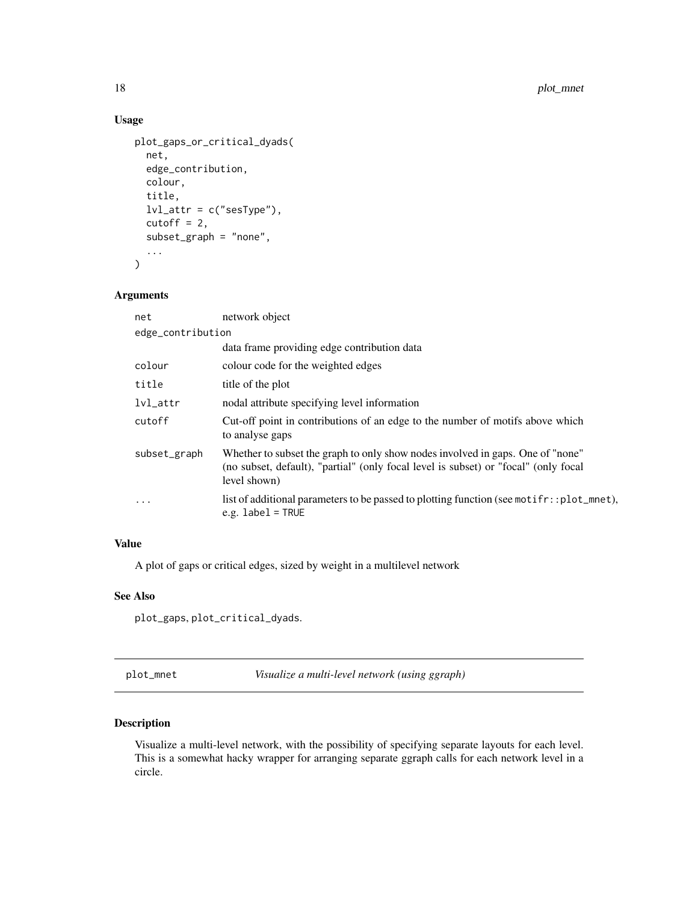### Usage

```
plot_gaps_or_critical_dyads(
  net,
  edge_contribution,
  colour,
  title,
  lvl_attr = c("sesType"),
  cutoff = 2,
  subset_graph = "none",
  ...
)
```

### Arguments

| | |
|---|---|
| `net` | network object |
| `edge_contribution` | data frame providing edge contribution data |
| `colour` | colour code for the weighted edges |
| `title` | title of the plot |
| `lvl_attr` | nodal attribute specifying level information |
| `cutoff` | Cut-off point in contributions of an edge to the number of motifs above which to analyse gaps |
| `subset_graph` | Whether to subset the graph to only show nodes involved in gaps. One of "none" (no subset, default), "partial" (only focal level is subset) or "focal" (only focal level shown) |
| `...` | list of additional parameters to be passed to plotting function (see `motifr::plot_mnet`), e.g. `label = TRUE` |

### Value

A plot of gaps or critical edges, sized by weight in a multilevel network

### See Also

`plot_gaps`, `plot_critical_dyads`.

---

## plot_mnet — *Visualize a multi-level network (using ggraph)*

---

### Description

Visualize a multi-level network, with the possibility of specifying separate layouts for each level. This is a somewhat hacky wrapper for arranging separate ggraph calls for each network level in a circle.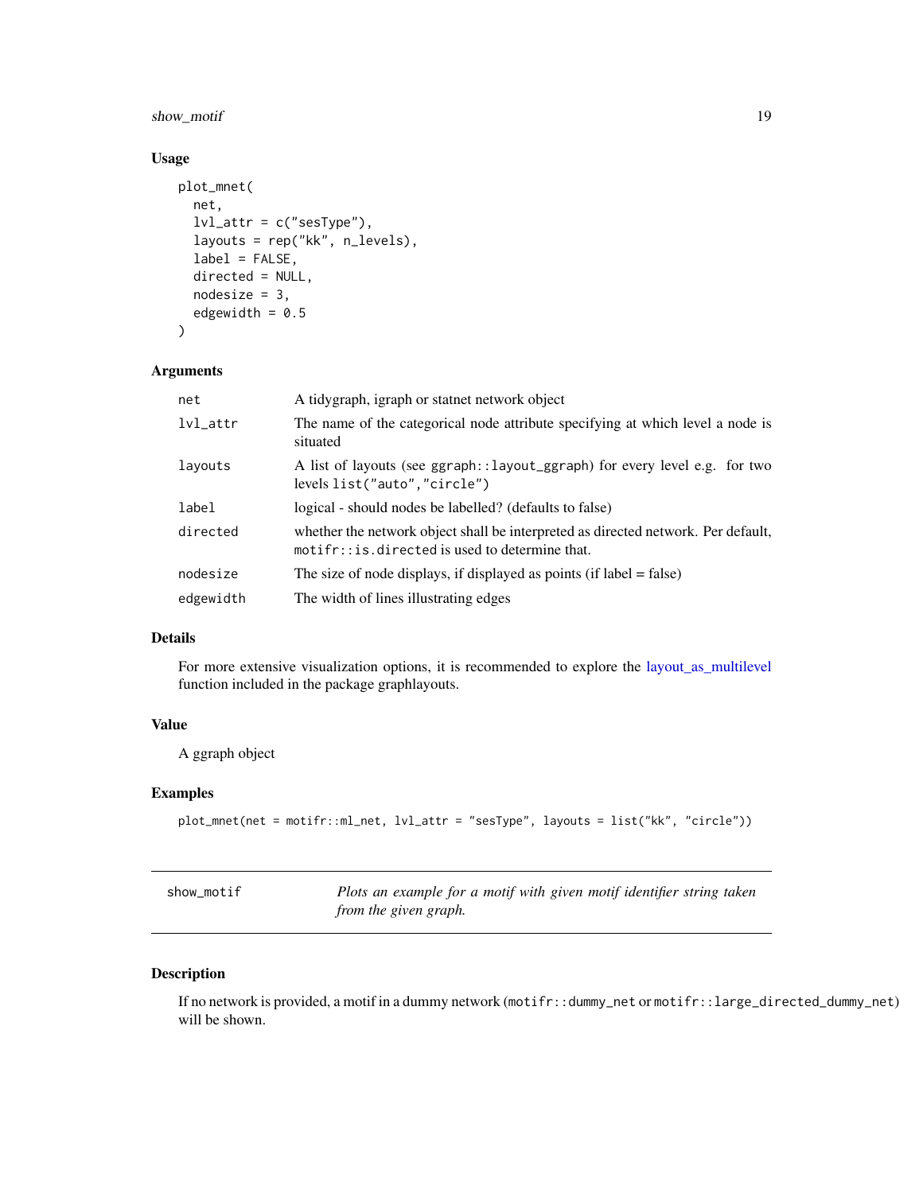### Usage

```
plot_mnet(
  net,
  lvl_attr = c("sesType"),
  layouts = rep("kk", n_levels),
  label = FALSE,
  directed = NULL,
  nodesize = 3,
  edgewidth = 0.5
)
```

### Arguments

| | |
|---|---|
| `net` | A tidygraph, igraph or statnet network object |
| `lvl_attr` | The name of the categorical node attribute specifying at which level a node is situated |
| `layouts` | A list of layouts (see `ggraph::layout_ggraph`) for every level e.g. for two levels `list("auto","circle")` |
| `label` | logical - should nodes be labelled? (defaults to false) |
| `directed` | whether the network object shall be interpreted as directed network. Per default, `motifr::is.directed` is used to determine that. |
| `nodesize` | The size of node displays, if displayed as points (if label = false) |
| `edgewidth` | The width of lines illustrating edges |

### Details

For more extensive visualization options, it is recommended to explore the layout_as_multilevel function included in the package graphlayouts.

### Value

A ggraph object

### Examples

```
plot_mnet(net = motifr::ml_net, lvl_attr = "sesType", layouts = list("kk", "circle"))
```

---

## show_motif

*Plots an example for a motif with given motif identifier string taken from the given graph.*

---

### Description

If no network is provided, a motif in a dummy network (`motifr::dummy_net` or `motifr::large_directed_dummy_net`) will be shown.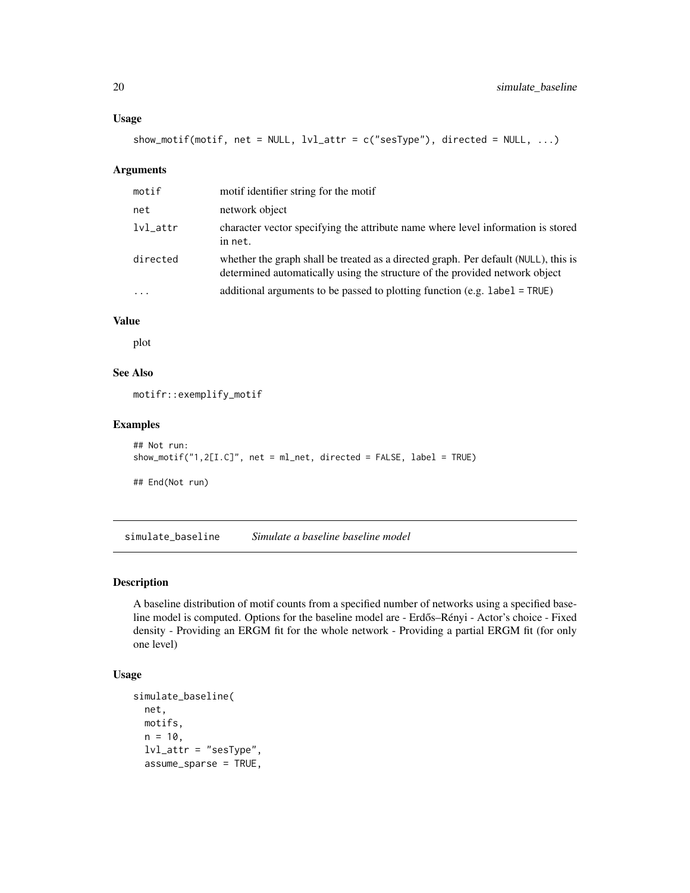### Usage

```
show_motif(motif, net = NULL, lvl_attr = c("sesType"), directed = NULL, ...)
```

### Arguments

| | |
|---|---|
| motif | motif identifier string for the motif |
| net | network object |
| lvl_attr | character vector specifying the attribute name where level information is stored in net. |
| directed | whether the graph shall be treated as a directed graph. Per default (NULL), this is determined automatically using the structure of the provided network object |
| ... | additional arguments to be passed to plotting function (e.g. label = TRUE) |

### Value

plot

### See Also

motifr::exemplify_motif

### Examples

```
## Not run:
show_motif("1,2[I.C]", net = ml_net, directed = FALSE, label = TRUE)

## End(Not run)
```

---

## simulate_baseline *Simulate a baseline baseline model*

### Description

A baseline distribution of motif counts from a specified number of networks using a specified baseline model is computed. Options for the baseline model are - Erdős–Rényi - Actor's choice - Fixed density - Providing an ERGM fit for the whole network - Providing a partial ERGM fit (for only one level)

### Usage

```
simulate_baseline(
  net,
  motifs,
  n = 10,
  lvl_attr = "sesType",
  assume_sparse = TRUE,
```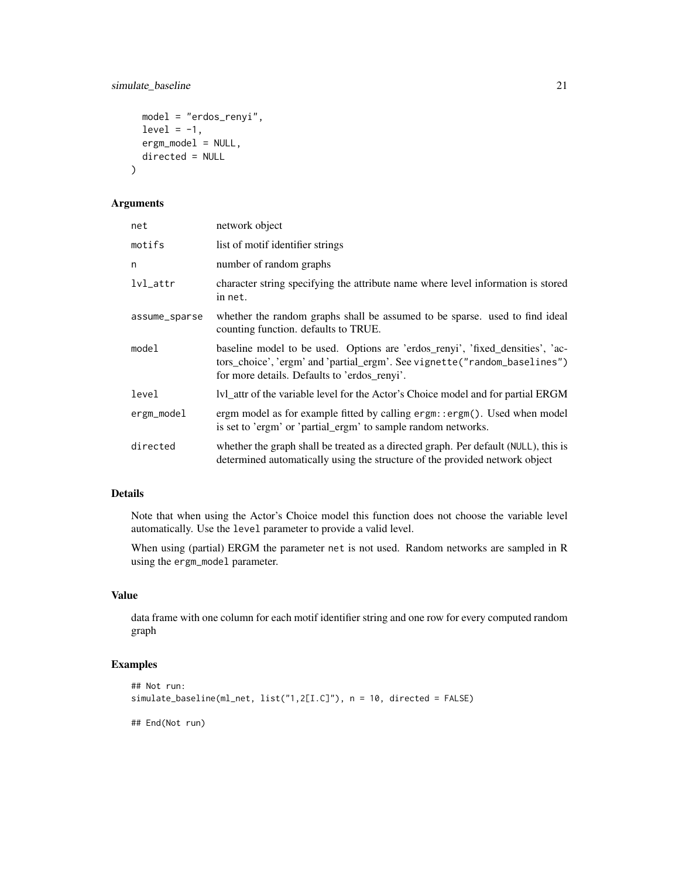```
  model = "erdos_renyi",
  level = -1,
  ergm_model = NULL,
  directed = NULL
)
```

### Arguments

| | |
|---|---|
| net | network object |
| motifs | list of motif identifier strings |
| n | number of random graphs |
| lvl_attr | character string specifying the attribute name where level information is stored in net. |
| assume_sparse | whether the random graphs shall be assumed to be sparse. used to find ideal counting function. defaults to TRUE. |
| model | baseline model to be used. Options are 'erdos_renyi', 'fixed_densities', 'actors_choice', 'ergm' and 'partial_ergm'. See vignette("random_baselines") for more details. Defaults to 'erdos_renyi'. |
| level | lvl_attr of the variable level for the Actor's Choice model and for partial ERGM |
| ergm_model | ergm model as for example fitted by calling ergm::ergm(). Used when model is set to 'ergm' or 'partial_ergm' to sample random networks. |
| directed | whether the graph shall be treated as a directed graph. Per default (NULL), this is determined automatically using the structure of the provided network object |

### Details

Note that when using the Actor's Choice model this function does not choose the variable level automatically. Use the level parameter to provide a valid level.

When using (partial) ERGM the parameter net is not used. Random networks are sampled in R using the ergm_model parameter.

### Value

data frame with one column for each motif identifier string and one row for every computed random graph

### Examples

```
## Not run:
simulate_baseline(ml_net, list("1,2[I.C]"), n = 10, directed = FALSE)

## End(Not run)
```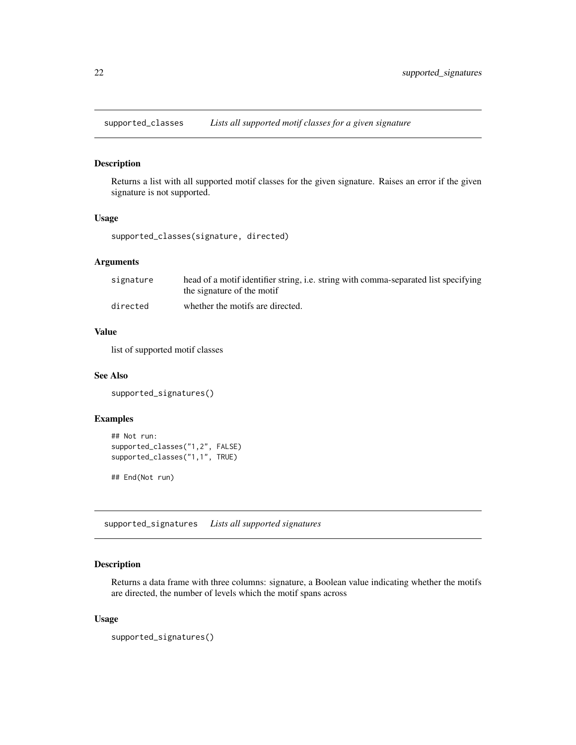## supported_classes *Lists all supported motif classes for a given signature*

### Description

Returns a list with all supported motif classes for the given signature. Raises an error if the given signature is not supported.

### Usage

```
supported_classes(signature, directed)
```

### Arguments

| | |
|---|---|
| signature | head of a motif identifier string, i.e. string with comma-separated list specifying the signature of the motif |
| directed | whether the motifs are directed. |

### Value

list of supported motif classes

### See Also

```
supported_signatures()
```

### Examples

```
## Not run:
supported_classes("1,2", FALSE)
supported_classes("1,1", TRUE)

## End(Not run)
```

## supported_signatures *Lists all supported signatures*

### Description

Returns a data frame with three columns: signature, a Boolean value indicating whether the motifs are directed, the number of levels which the motif spans across

### Usage

```
supported_signatures()
```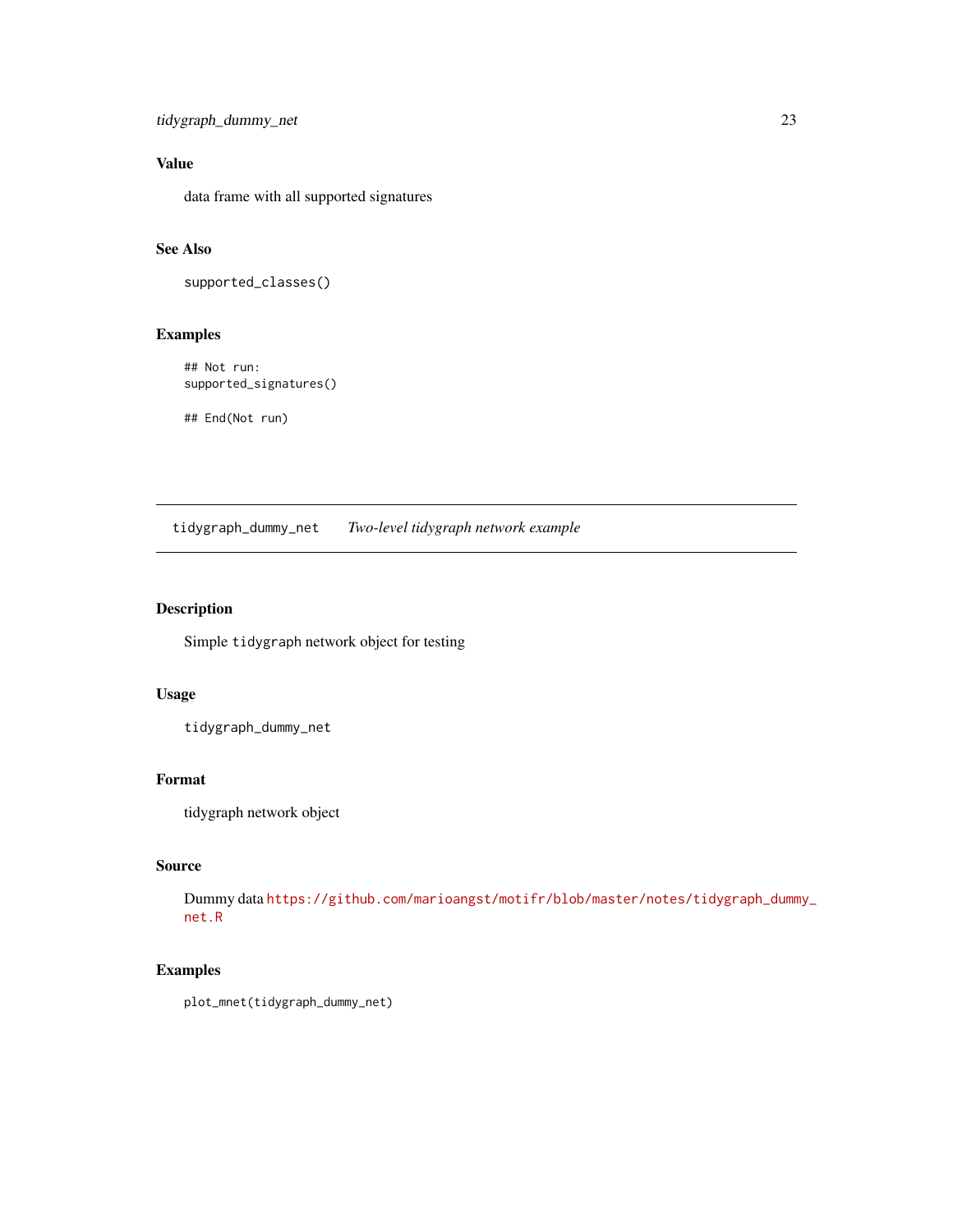### Value

data frame with all supported signatures

### See Also

`supported_classes()`

### Examples

```
## Not run:
supported_signatures()

## End(Not run)
```

---

## tidygraph_dummy_net    *Two-level tidygraph network example*

---

### Description

Simple `tidygraph` network object for testing

### Usage

```
tidygraph_dummy_net
```

### Format

tidygraph network object

### Source

Dummy data https://github.com/marioangst/motifr/blob/master/notes/tidygraph_dummy_net.R

### Examples

```
plot_mnet(tidygraph_dummy_net)
```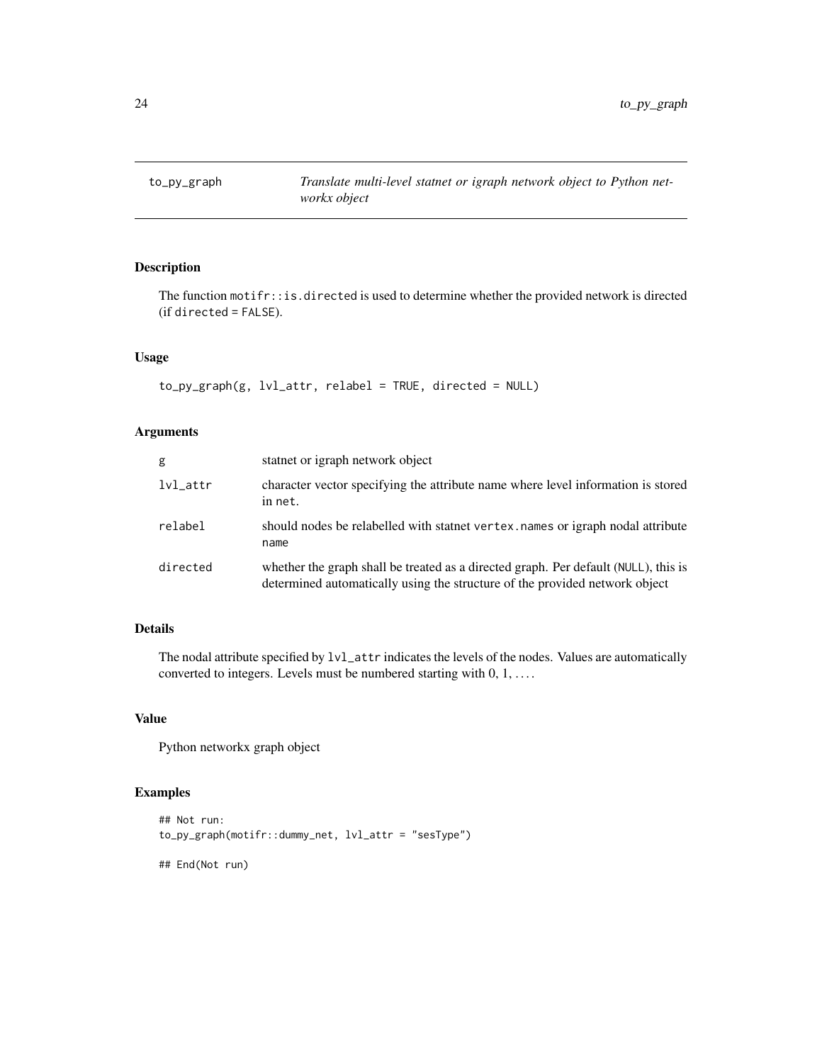# to_py_graph

*Translate multi-level statnet or igraph network object to Python networkx object*

## Description

The function `motifr::is.directed` is used to determine whether the provided network is directed (if `directed` = `FALSE`).

## Usage

```
to_py_graph(g, lvl_attr, relabel = TRUE, directed = NULL)
```

## Arguments

| | |
|---|---|
| `g` | statnet or igraph network object |
| `lvl_attr` | character vector specifying the attribute name where level information is stored in `net`. |
| `relabel` | should nodes be relabelled with statnet `vertex.names` or igraph nodal attribute `name` |
| `directed` | whether the graph shall be treated as a directed graph. Per default (`NULL`), this is determined automatically using the structure of the provided network object |

## Details

The nodal attribute specified by `lvl_attr` indicates the levels of the nodes. Values are automatically converted to integers. Levels must be numbered starting with 0, 1, ....

## Value

Python networkx graph object

## Examples

```
## Not run:
to_py_graph(motifr::dummy_net, lvl_attr = "sesType")

## End(Not run)
```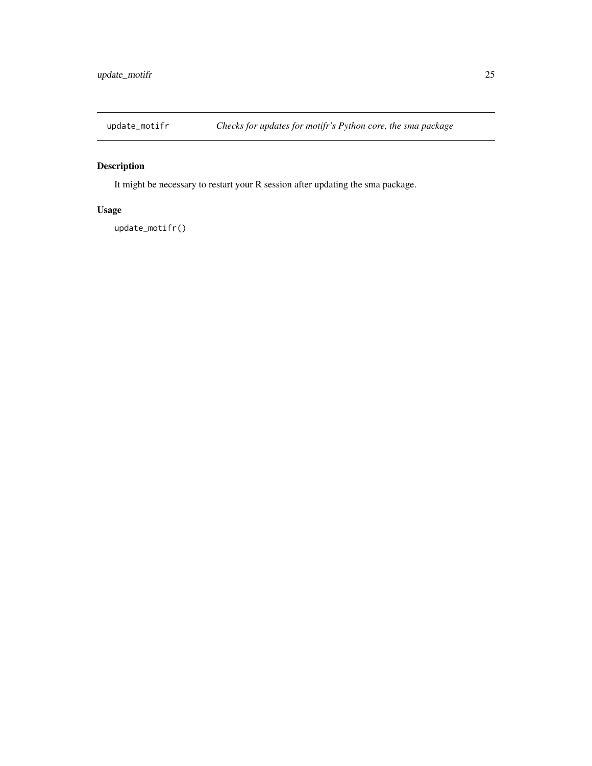## update_motifr — *Checks for updates for motifr's Python core, the sma package*

### Description

It might be necessary to restart your R session after updating the sma package.

### Usage

```
update_motifr()
```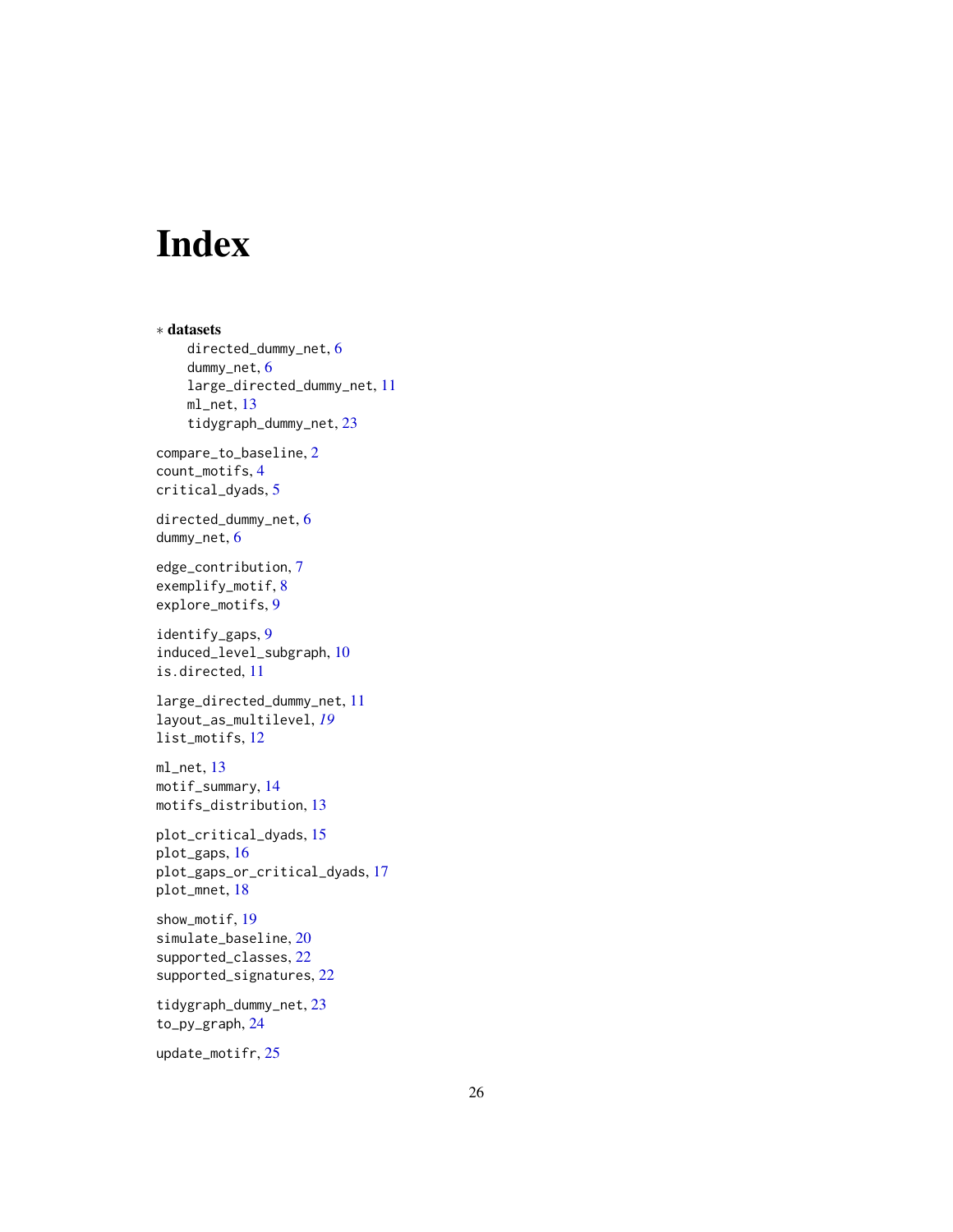# Index

∗ **datasets**

- directed_dummy_net, 6
- dummy_net, 6
- large_directed_dummy_net, 11
- ml_net, 13
- tidygraph_dummy_net, 23

compare_to_baseline, 2
count_motifs, 4
critical_dyads, 5

directed_dummy_net, 6
dummy_net, 6

edge_contribution, 7
exemplify_motif, 8
explore_motifs, 9

identify_gaps, 9
induced_level_subgraph, 10
is.directed, 11

large_directed_dummy_net, 11
layout_as_multilevel, *19*
list_motifs, 12

ml_net, 13
motif_summary, 14
motifs_distribution, 13

plot_critical_dyads, 15
plot_gaps, 16
plot_gaps_or_critical_dyads, 17
plot_mnet, 18

show_motif, 19
simulate_baseline, 20
supported_classes, 22
supported_signatures, 22

tidygraph_dummy_net, 23
to_py_graph, 24

update_motifr, 25